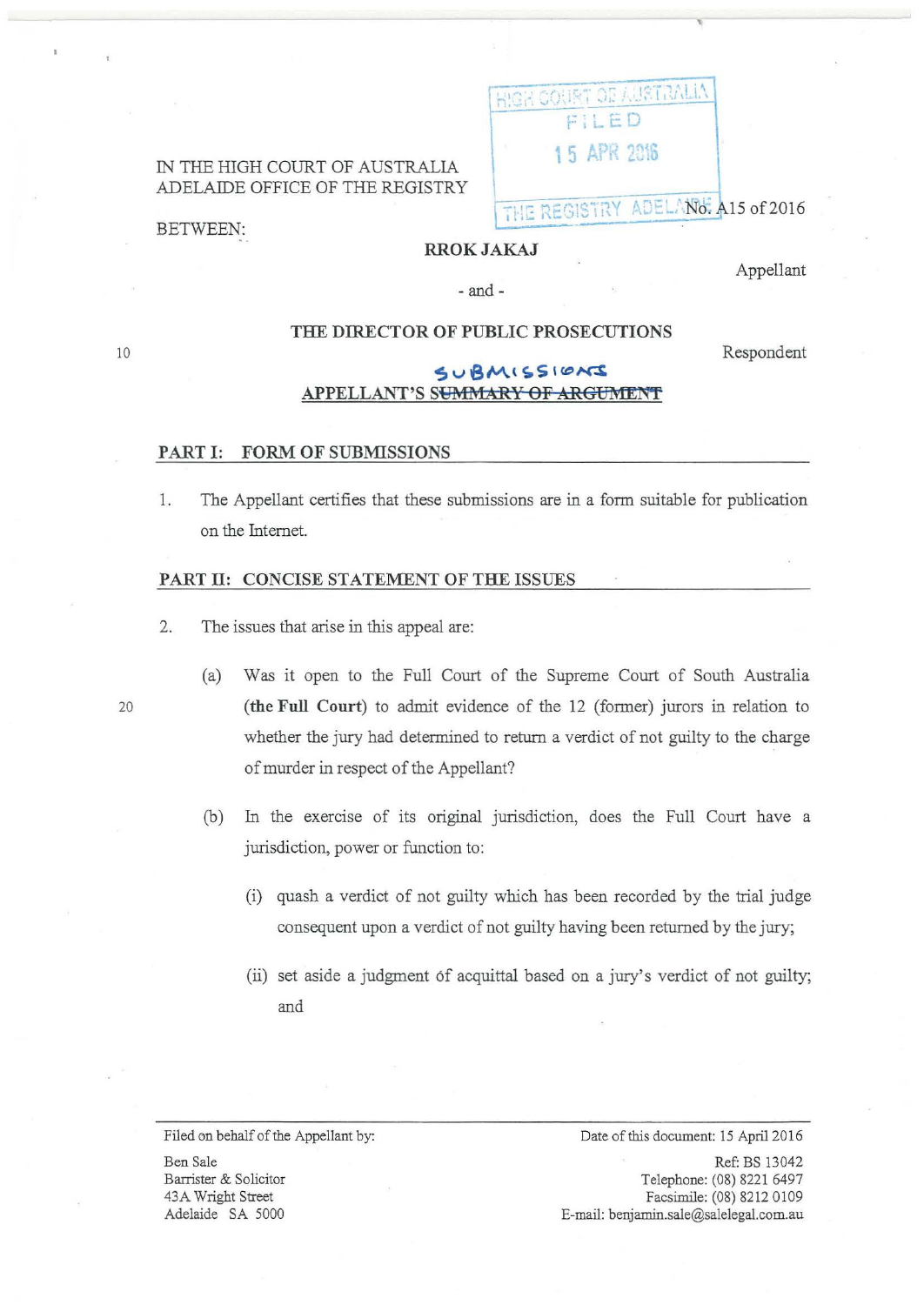IN THE HIGH COURT OF AUSTRALIA
ADELAIDE OFFICE OF THE REGISTRY

HIGH COURT OF AUSTRALIA
FILED
15 APR 2016
THE REGISTRY ADELAIDE

No. A15 of 2016

BETWEEN:

**RROK JAKAJ**

Appellant

\- and -

**THE DIRECTOR OF PUBLIC PROSECUTIONS**

Respondent

**APPELLANT'S SUBMISSIONS** ~~SUMMARY OF ARGUMENT~~

## PART I: FORM OF SUBMISSIONS

1. The Appellant certifies that these submissions are in a form suitable for publication on the Internet.

## PART II: CONCISE STATEMENT OF THE ISSUES

2. The issues that arise in this appeal are:

   (a) Was it open to the Full Court of the Supreme Court of South Australia **(the Full Court)** to admit evidence of the 12 (former) jurors in relation to whether the jury had determined to return a verdict of not guilty to the charge of murder in respect of the Appellant?

   (b) In the exercise of its original jurisdiction, does the Full Court have a jurisdiction, power or function to:

      (i) quash a verdict of not guilty which has been recorded by the trial judge consequent upon a verdict of not guilty having been returned by the jury;

      (ii) set aside a judgment of acquittal based on a jury's verdict of not guilty; and

---

Filed on behalf of the Appellant by:

Ben Sale
Barrister & Solicitor
43A Wright Street
Adelaide SA 5000

Date of this document: 15 April 2016

Ref: BS 13042
Telephone: (08) 8221 6497
Facsimile: (08) 8212 0109
E-mail: benjamin.sale@salelegal.com.au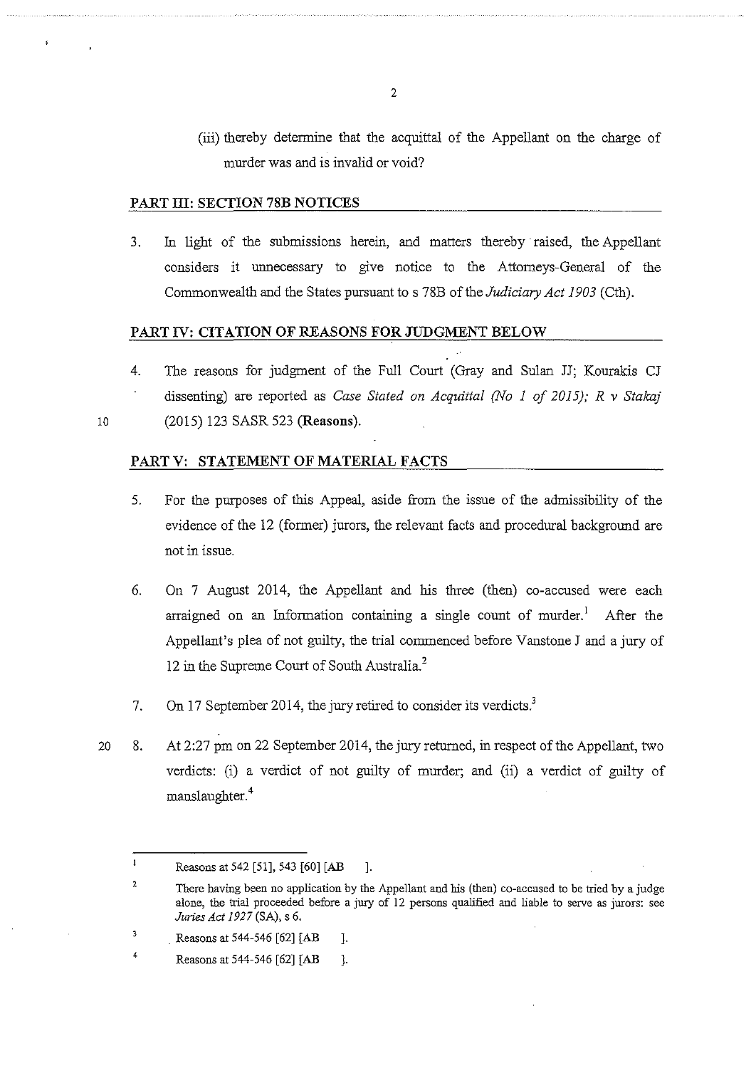(iii) thereby determine that the acquittal of the Appellant on the charge of murder was and is invalid or void?

## PART III: SECTION 78B NOTICES

3. In light of the submissions herein, and matters thereby raised, the Appellant considers it unnecessary to give notice to the Attorneys-General of the Commonwealth and the States pursuant to s 78B of the *Judiciary Act 1903* (Cth).

## PART IV: CITATION OF REASONS FOR JUDGMENT BELOW

4. The reasons for judgment of the Full Court (Gray and Sulan JJ; Kourakis CJ dissenting) are reported as *Case Stated on Acquittal (No 1 of 2015); R v Stakaj* (2015) 123 SASR 523 (**Reasons**).

## PART V: STATEMENT OF MATERIAL FACTS

5. For the purposes of this Appeal, aside from the issue of the admissibility of the evidence of the 12 (former) jurors, the relevant facts and procedural background are not in issue.

6. On 7 August 2014, the Appellant and his three (then) co-accused were each arraigned on an Information containing a single count of murder.[1] After the Appellant's plea of not guilty, the trial commenced before Vanstone J and a jury of 12 in the Supreme Court of South Australia.[2]

7. On 17 September 2014, the jury retired to consider its verdicts.[3]

8. At 2:27 pm on 22 September 2014, the jury returned, in respect of the Appellant, two verdicts: (i) a verdict of not guilty of murder; and (ii) a verdict of guilty of manslaughter.[4]

---

[1] Reasons at 542 [51], 543 [60] [AB ].

[2] There having been no application by the Appellant and his (then) co-accused to be tried by a judge alone, the trial proceeded before a jury of 12 persons qualified and liable to serve as jurors: see *Juries Act 1927* (SA), s 6.

[3] Reasons at 544-546 [62] [AB ].

[4] Reasons at 544-546 [62] [AB ].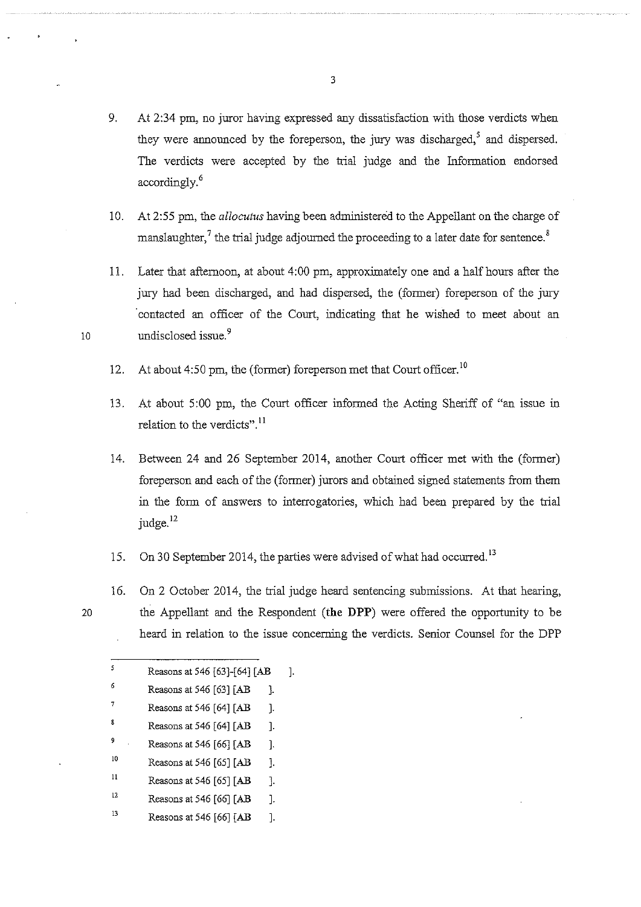9. At 2:34 pm, no juror having expressed any dissatisfaction with those verdicts when they were announced by the foreperson, the jury was discharged,[5] and dispersed. The verdicts were accepted by the trial judge and the Information endorsed accordingly.[6]

10. At 2:55 pm, the *allocutus* having been administered to the Appellant on the charge of manslaughter,[7] the trial judge adjourned the proceeding to a later date for sentence.[8]

11. Later that afternoon, at about 4:00 pm, approximately one and a half hours after the jury had been discharged, and had dispersed, the (former) foreperson of the jury contacted an officer of the Court, indicating that he wished to meet about an undisclosed issue.[9]

12. At about 4:50 pm, the (former) foreperson met that Court officer.[10]

13. At about 5:00 pm, the Court officer informed the Acting Sheriff of "an issue in relation to the verdicts".[11]

14. Between 24 and 26 September 2014, another Court officer met with the (former) foreperson and each of the (former) jurors and obtained signed statements from them in the form of answers to interrogatories, which had been prepared by the trial judge.[12]

15. On 30 September 2014, the parties were advised of what had occurred.[13]

16. On 2 October 2014, the trial judge heard sentencing submissions. At that hearing, the Appellant and the Respondent (**the DPP**) were offered the opportunity to be heard in relation to the issue concerning the verdicts. Senior Counsel for the DPP

---

[5] Reasons at 546 [63]-[64] [AB ].

[6] Reasons at 546 [63] [AB ].

[7] Reasons at 546 [64] [AB ].

[8] Reasons at 546 [64] [AB ].

[9] Reasons at 546 [66] [AB ].

[10] Reasons at 546 [65] [AB ].

[11] Reasons at 546 [65] [AB ].

[12] Reasons at 546 [66] [AB ].

[13] Reasons at 546 [66] [AB ].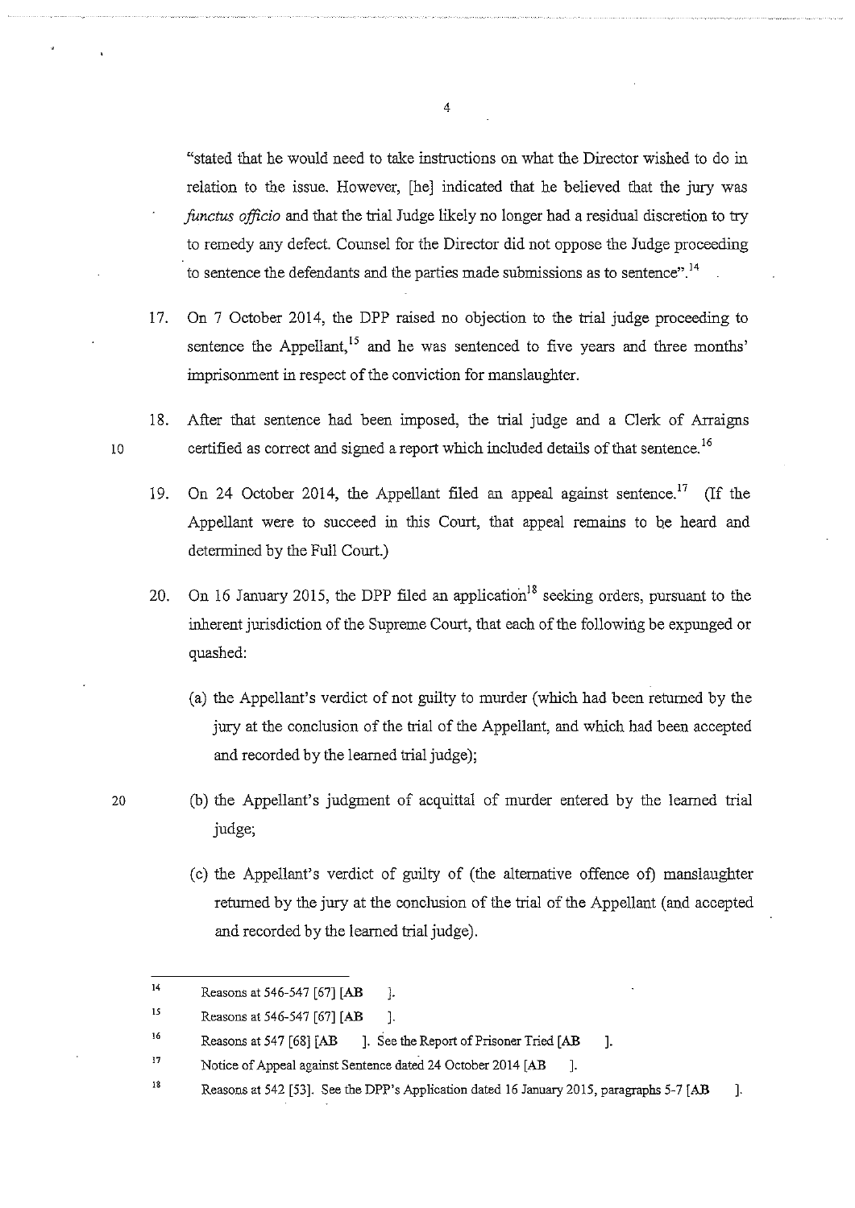"stated that he would need to take instructions on what the Director wished to do in relation to the issue. However, [he] indicated that he believed that the jury was *functus officio* and that the trial Judge likely no longer had a residual discretion to try to remedy any defect. Counsel for the Director did not oppose the Judge proceeding to sentence the defendants and the parties made submissions as to sentence".[14]

17. On 7 October 2014, the DPP raised no objection to the trial judge proceeding to sentence the Appellant,[15] and he was sentenced to five years and three months' imprisonment in respect of the conviction for manslaughter.

18. After that sentence had been imposed, the trial judge and a Clerk of Arraigns certified as correct and signed a report which included details of that sentence.[16]

19. On 24 October 2014, the Appellant filed an appeal against sentence.[17] (If the Appellant were to succeed in this Court, that appeal remains to be heard and determined by the Full Court.)

20. On 16 January 2015, the DPP filed an application[18] seeking orders, pursuant to the inherent jurisdiction of the Supreme Court, that each of the following be expunged or quashed:

    (a) the Appellant's verdict of not guilty to murder (which had been returned by the jury at the conclusion of the trial of the Appellant, and which had been accepted and recorded by the learned trial judge);

    (b) the Appellant's judgment of acquittal of murder entered by the learned trial judge;

    (c) the Appellant's verdict of guilty of (the alternative offence of) manslaughter returned by the jury at the conclusion of the trial of the Appellant (and accepted and recorded by the learned trial judge).

---

[14] Reasons at 546-547 [67] [AB ].

[15] Reasons at 546-547 [67] [AB ].

[16] Reasons at 547 [68] [AB ]. See the Report of Prisoner Tried [AB ].

[17] Notice of Appeal against Sentence dated 24 October 2014 [AB ].

[18] Reasons at 542 [53]. See the DPP's Application dated 16 January 2015, paragraphs 5-7 [AB ].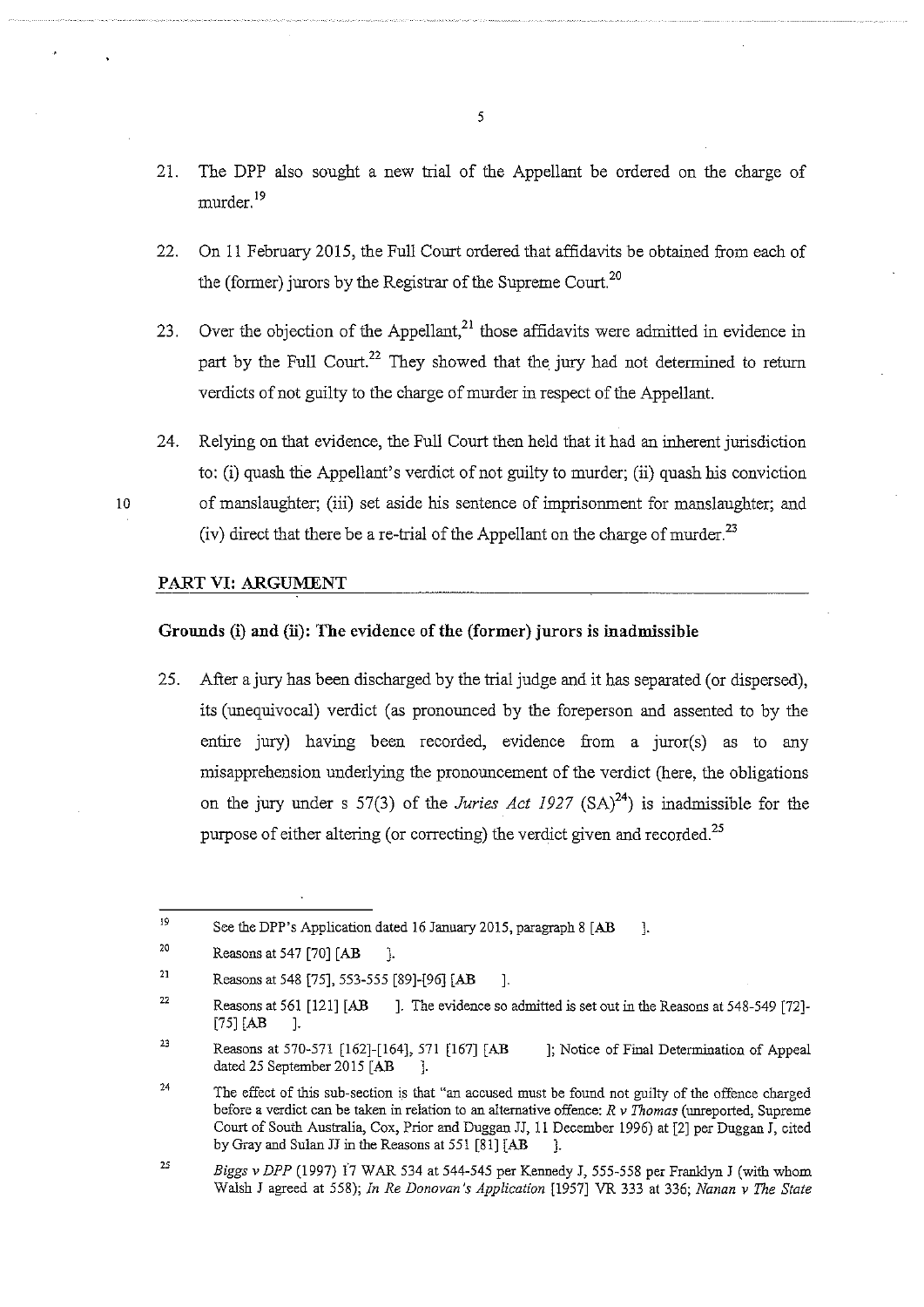21. The DPP also sought a new trial of the Appellant be ordered on the charge of murder.[19]

22. On 11 February 2015, the Full Court ordered that affidavits be obtained from each of the (former) jurors by the Registrar of the Supreme Court.[20]

23. Over the objection of the Appellant,[21] those affidavits were admitted in evidence in part by the Full Court.[22] They showed that the jury had not determined to return verdicts of not guilty to the charge of murder in respect of the Appellant.

24. Relying on that evidence, the Full Court then held that it had an inherent jurisdiction to: (i) quash the Appellant's verdict of not guilty to murder; (ii) quash his conviction of manslaughter; (iii) set aside his sentence of imprisonment for manslaughter; and (iv) direct that there be a re-trial of the Appellant on the charge of murder.[23]

## PART VI: ARGUMENT

### Grounds (i) and (ii): The evidence of the (former) jurors is inadmissible

25. After a jury has been discharged by the trial judge and it has separated (or dispersed), its (unequivocal) verdict (as pronounced by the foreperson and assented to by the entire jury) having been recorded, evidence from a juror(s) as to any misapprehension underlying the pronouncement of the verdict (here, the obligations on the jury under s 57(3) of the *Juries Act 1927* (SA)[24]) is inadmissible for the purpose of either altering (or correcting) the verdict given and recorded.[25]

---

[19] See the DPP's Application dated 16 January 2015, paragraph 8 [AB ].

[20] Reasons at 547 [70] [AB ].

[21] Reasons at 548 [75], 553-555 [89]-[96] [AB ].

[22] Reasons at 561 [121] [AB ]. The evidence so admitted is set out in the Reasons at 548-549 [72]-[75] [AB ].

[23] Reasons at 570-571 [162]-[164], 571 [167] [AB ]; Notice of Final Determination of Appeal dated 25 September 2015 [AB ].

[24] The effect of this sub-section is that "an accused must be found not guilty of the offence charged before a verdict can be taken in relation to an alternative offence: *R v Thomas* (unreported, Supreme Court of South Australia, Cox, Prior and Duggan JJ, 11 December 1996) at [2] per Duggan J, cited by Gray and Sulan JJ in the Reasons at 551 [81] [AB ].

[25] *Biggs v DPP* (1997) 17 WAR 534 at 544-545 per Kennedy J, 555-558 per Franklyn J (with whom Walsh J agreed at 558); *In Re Donovan's Application* [1957] VR 333 at 336; *Nanan v The State*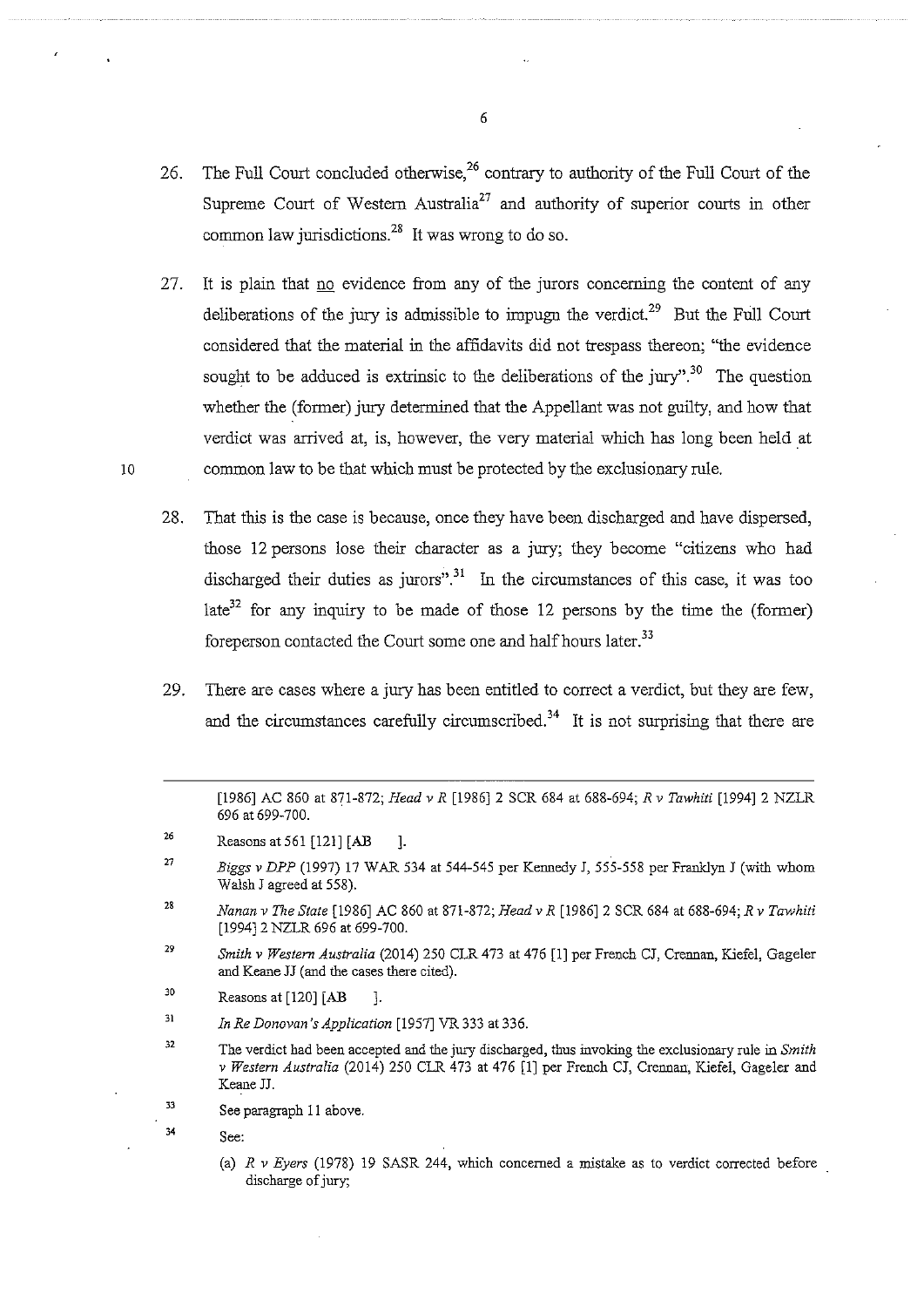26. The Full Court concluded otherwise,[26] contrary to authority of the Full Court of the Supreme Court of Western Australia[27] and authority of superior courts in other common law jurisdictions.[28] It was wrong to do so.

27. It is plain that no evidence from any of the jurors concerning the content of any deliberations of the jury is admissible to impugn the verdict.[29] But the Full Court considered that the material in the affidavits did not trespass thereon; "the evidence sought to be adduced is extrinsic to the deliberations of the jury".[30] The question whether the (former) jury determined that the Appellant was not guilty, and how that verdict was arrived at, is, however, the very material which has long been held at common law to be that which must be protected by the exclusionary rule.

28. That this is the case is because, once they have been discharged and have dispersed, those 12 persons lose their character as a jury; they become "citizens who had discharged their duties as jurors".[31] In the circumstances of this case, it was too late[32] for any inquiry to be made of those 12 persons by the time the (former) foreperson contacted the Court some one and half hours later.[33]

29. There are cases where a jury has been entitled to correct a verdict, but they are few, and the circumstances carefully circumscribed.[34] It is not surprising that there are

---

[1986] AC 860 at 871-872; *Head v R* [1986] 2 SCR 684 at 688-694; *R v Tawhiti* [1994] 2 NZLR 696 at 699-700.

26 Reasons at 561 [121] [AB ].

27 *Biggs v DPP* (1997) 17 WAR 534 at 544-545 per Kennedy J, 555-558 per Franklyn J (with whom Walsh J agreed at 558).

28 *Nanan v The State* [1986] AC 860 at 871-872; *Head v R* [1986] 2 SCR 684 at 688-694; *R v Tawhiti* [1994] 2 NZLR 696 at 699-700.

29 *Smith v Western Australia* (2014) 250 CLR 473 at 476 [1] per French CJ, Crennan, Kiefel, Gageler and Keane JJ (and the cases there cited).

30 Reasons at [120] [AB ].

31 *In Re Donovan's Application* [1957] VR 333 at 336.

32 The verdict had been accepted and the jury discharged, thus invoking the exclusionary rule in *Smith v Western Australia* (2014) 250 CLR 473 at 476 [1] per French CJ, Crennan, Kiefel, Gageler and Keane JJ.

33 See paragraph 11 above.

34 See:

(a) *R v Eyers* (1978) 19 SASR 244, which concerned a mistake as to verdict corrected before discharge of jury;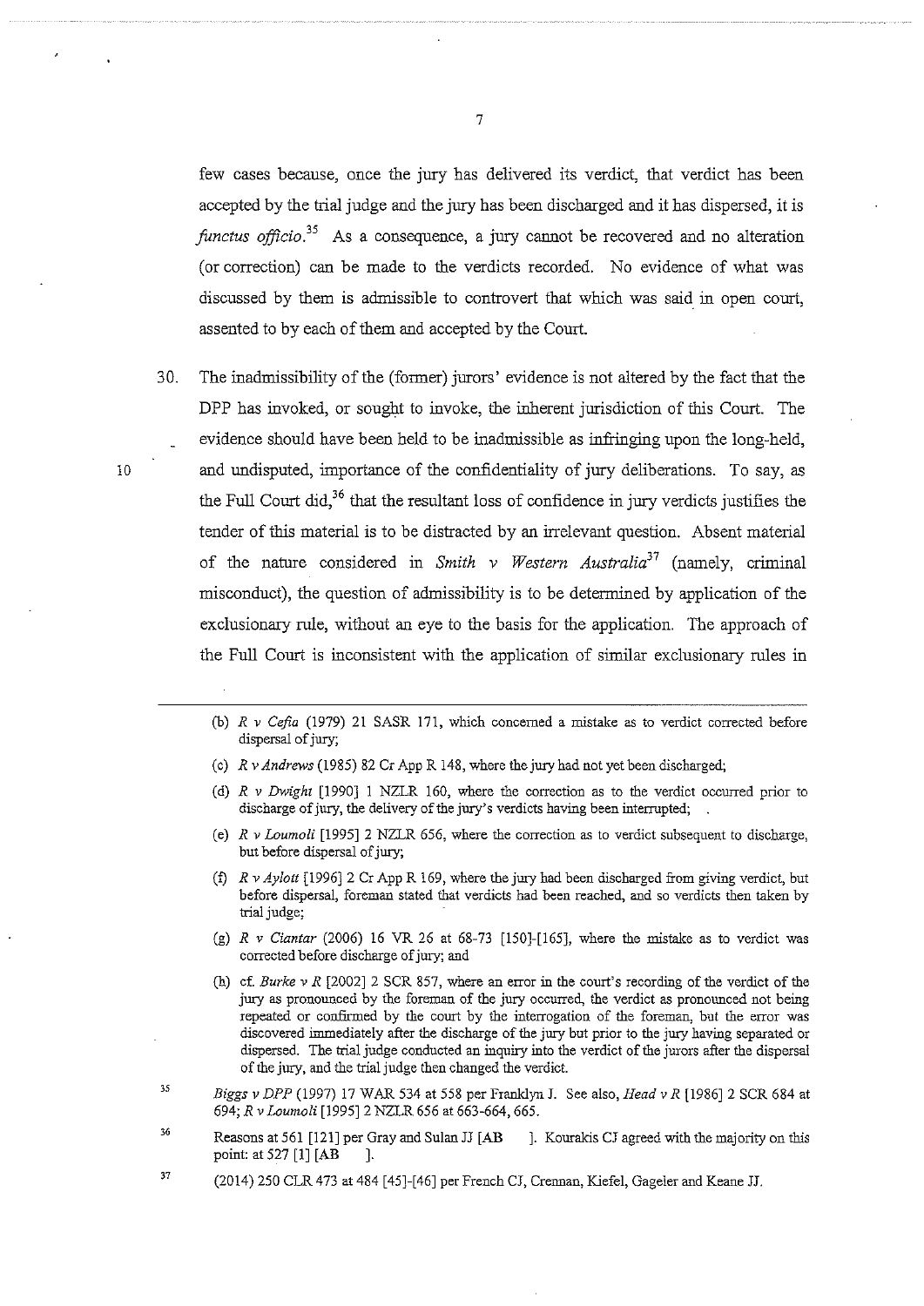few cases because, once the jury has delivered its verdict, that verdict has been accepted by the trial judge and the jury has been discharged and it has dispersed, it is *functus officio*.[35] As a consequence, a jury cannot be recovered and no alteration (or correction) can be made to the verdicts recorded. No evidence of what was discussed by them is admissible to controvert that which was said in open court, assented to by each of them and accepted by the Court.

30. The inadmissibility of the (former) jurors' evidence is not altered by the fact that the DPP has invoked, or sought to invoke, the inherent jurisdiction of this Court. The evidence should have been held to be inadmissible as infringing upon the long-held, and undisputed, importance of the confidentiality of jury deliberations. To say, as the Full Court did,[36] that the resultant loss of confidence in jury verdicts justifies the tender of this material is to be distracted by an irrelevant question. Absent material of the nature considered in *Smith v Western Australia*[37] (namely, criminal misconduct), the question of admissibility is to be determined by application of the exclusionary rule, without an eye to the basis for the application. The approach of the Full Court is inconsistent with the application of similar exclusionary rules in

---

(b) *R v Cefia* (1979) 21 SASR 171, which concerned a mistake as to verdict corrected before dispersal of jury;

(c) *R v Andrews* (1985) 82 Cr App R 148, where the jury had not yet been discharged;

(d) *R v Dwight* [1990] 1 NZLR 160, where the correction as to the verdict occurred prior to discharge of jury, the delivery of the jury's verdicts having been interrupted;

(e) *R v Loumoli* [1995] 2 NZLR 656, where the correction as to verdict subsequent to discharge, but before dispersal of jury;

(f) *R v Aylott* [1996] 2 Cr App R 169, where the jury had been discharged from giving verdict, but before dispersal, foreman stated that verdicts had been reached, and so verdicts then taken by trial judge;

(g) *R v Ciantar* (2006) 16 VR 26 at 68-73 [150]-[165], where the mistake as to verdict was corrected before discharge of jury; and

(h) cf. *Burke v R* [2002] 2 SCR 857, where an error in the court's recording of the verdict of the jury as pronounced by the foreman of the jury occurred, the verdict as pronounced not being repeated or confirmed by the court by the interrogation of the foreman, but the error was discovered immediately after the discharge of the jury but prior to the jury having separated or dispersed. The trial judge conducted an inquiry into the verdict of the jurors after the dispersal of the jury, and the trial judge then changed the verdict.

[35] *Biggs v DPP* (1997) 17 WAR 534 at 558 per Franklyn J. See also, *Head v R* [1986] 2 SCR 684 at 694; *R v Loumoli* [1995] 2 NZLR 656 at 663-664, 665.

[36] Reasons at 561 [121] per Gray and Sulan JJ [AB ]. Kourakis CJ agreed with the majority on this point: at 527 [1] [AB ].

[37] (2014) 250 CLR 473 at 484 [45]-[46] per French CJ, Crennan, Kiefel, Gageler and Keane JJ.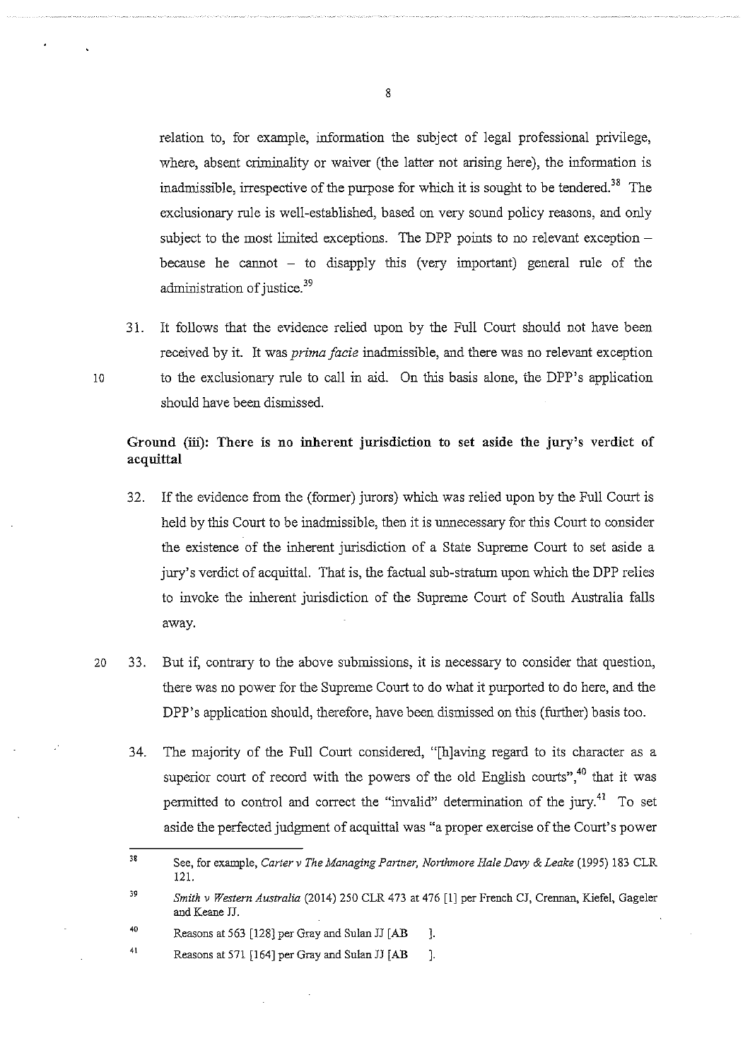relation to, for example, information the subject of legal professional privilege, where, absent criminality or waiver (the latter not arising here), the information is inadmissible, irrespective of the purpose for which it is sought to be tendered.[38] The exclusionary rule is well-established, based on very sound policy reasons, and only subject to the most limited exceptions. The DPP points to no relevant exception – because he cannot – to disapply this (very important) general rule of the administration of justice.[39]

31. It follows that the evidence relied upon by the Full Court should not have been received by it. It was *prima facie* inadmissible, and there was no relevant exception to the exclusionary rule to call in aid. On this basis alone, the DPP's application should have been dismissed.

**Ground (iii): There is no inherent jurisdiction to set aside the jury's verdict of acquittal**

32. If the evidence from the (former) jurors) which was relied upon by the Full Court is held by this Court to be inadmissible, then it is unnecessary for this Court to consider the existence of the inherent jurisdiction of a State Supreme Court to set aside a jury's verdict of acquittal. That is, the factual sub-stratum upon which the DPP relies to invoke the inherent jurisdiction of the Supreme Court of South Australia falls away.

33. But if, contrary to the above submissions, it is necessary to consider that question, there was no power for the Supreme Court to do what it purported to do here, and the DPP's application should, therefore, have been dismissed on this (further) basis too.

34. The majority of the Full Court considered, "[h]aving regard to its character as a superior court of record with the powers of the old English courts",[40] that it was permitted to control and correct the "invalid" determination of the jury.[41] To set aside the perfected judgment of acquittal was "a proper exercise of the Court's power

---

38 See, for example, *Carter v The Managing Partner, Northmore Hale Davy & Leake* (1995) 183 CLR 121.

39 *Smith v Western Australia* (2014) 250 CLR 473 at 476 [1] per French CJ, Crennan, Kiefel, Gageler and Keane JJ.

40 Reasons at 563 [128] per Gray and Sulan JJ [AB ].

41 Reasons at 571 [164] per Gray and Sulan JJ [AB ].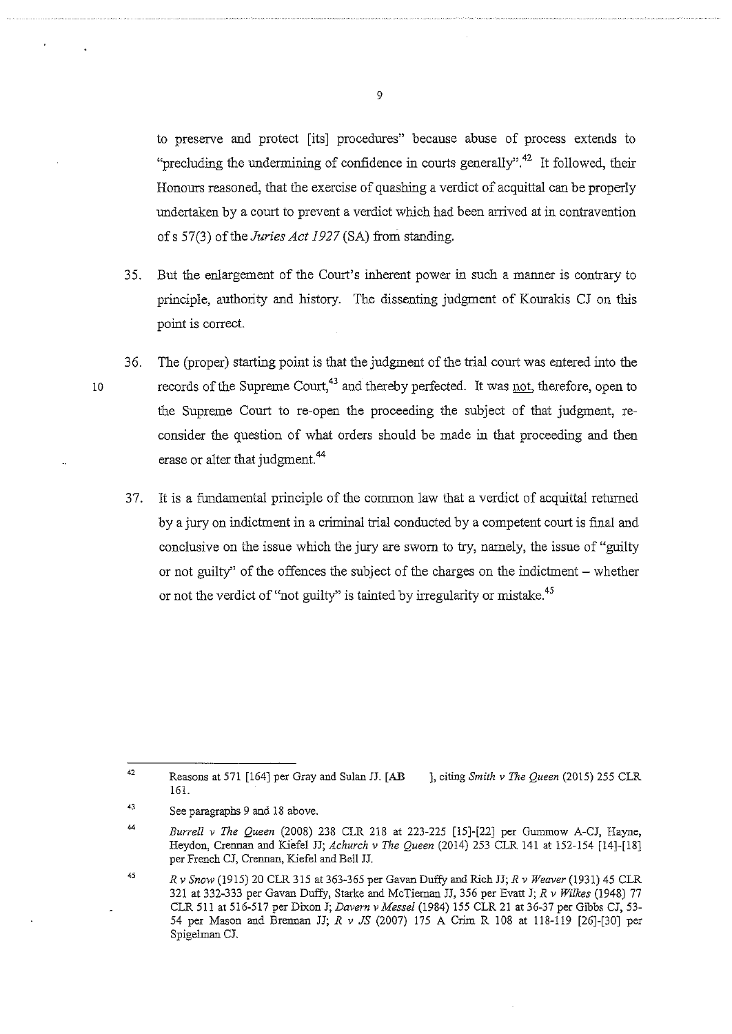to preserve and protect [its] procedures" because abuse of process extends to "precluding the undermining of confidence in courts generally".[42] It followed, their Honours reasoned, that the exercise of quashing a verdict of acquittal can be properly undertaken by a court to prevent a verdict which had been arrived at in contravention of s 57(3) of the *Juries Act 1927* (SA) from standing.

35. But the enlargement of the Court's inherent power in such a manner is contrary to principle, authority and history. The dissenting judgment of Kourakis CJ on this point is correct.

36. The (proper) starting point is that the judgment of the trial court was entered into the records of the Supreme Court,[43] and thereby perfected. It was not, therefore, open to the Supreme Court to re-open the proceeding the subject of that judgment, re-consider the question of what orders should be made in that proceeding and then erase or alter that judgment.[44]

37. It is a fundamental principle of the common law that a verdict of acquittal returned by a jury on indictment in a criminal trial conducted by a competent court is final and conclusive on the issue which the jury are sworn to try, namely, the issue of "guilty or not guilty" of the offences the subject of the charges on the indictment – whether or not the verdict of "not guilty" is tainted by irregularity or mistake.[45]

---

42 Reasons at 571 [164] per Gray and Sulan JJ. [AB ], citing *Smith v The Queen* (2015) 255 CLR 161.

43 See paragraphs 9 and 18 above.

44 *Burrell v The Queen* (2008) 238 CLR 218 at 223-225 [15]-[22] per Gummow A-CJ, Hayne, Heydon, Crennan and Kiefel JJ; *Achurch v The Queen* (2014) 253 CLR 141 at 152-154 [14]-[18] per French CJ, Crennan, Kiefel and Bell JJ.

45 *R v Snow* (1915) 20 CLR 315 at 363-365 per Gavan Duffy and Rich JJ; *R v Weaver* (1931) 45 CLR 321 at 332-333 per Gavan Duffy, Starke and McTiernan JJ, 356 per Evatt J; *R v Wilkes* (1948) 77 CLR 511 at 516-517 per Dixon J; *Davern v Messel* (1984) 155 CLR 21 at 36-37 per Gibbs CJ, 53-54 per Mason and Brennan JJ; *R v JS* (2007) 175 A Crim R 108 at 118-119 [26]-[30] per Spigelman CJ.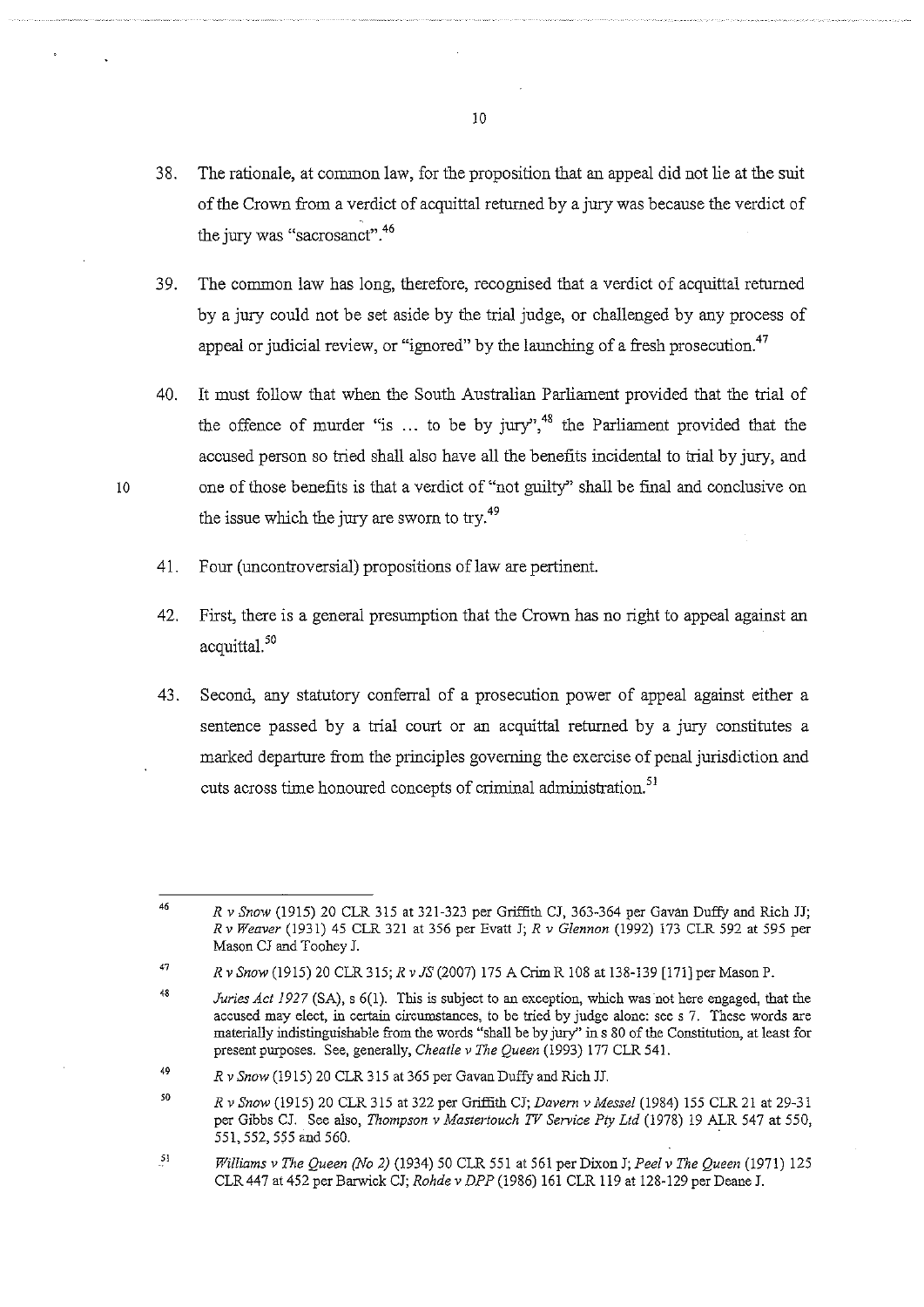38. The rationale, at common law, for the proposition that an appeal did not lie at the suit of the Crown from a verdict of acquittal returned by a jury was because the verdict of the jury was "sacrosanct".[46]

39. The common law has long, therefore, recognised that a verdict of acquittal returned by a jury could not be set aside by the trial judge, or challenged by any process of appeal or judicial review, or "ignored" by the launching of a fresh prosecution.[47]

40. It must follow that when the South Australian Parliament provided that the trial of the offence of murder "is ... to be by jury",[48] the Parliament provided that the accused person so tried shall also have all the benefits incidental to trial by jury, and one of those benefits is that a verdict of "not guilty" shall be final and conclusive on the issue which the jury are sworn to try.[49]

41. Four (uncontroversial) propositions of law are pertinent.

42. First, there is a general presumption that the Crown has no right to appeal against an acquittal.[50]

43. Second, any statutory conferral of a prosecution power of appeal against either a sentence passed by a trial court or an acquittal returned by a jury constitutes a marked departure from the principles governing the exercise of penal jurisdiction and cuts across time honoured concepts of criminal administration.[51]

---

[46] *R v Snow* (1915) 20 CLR 315 at 321-323 per Griffith CJ, 363-364 per Gavan Duffy and Rich JJ; *R v Weaver* (1931) 45 CLR 321 at 356 per Evatt J; *R v Glennon* (1992) 173 CLR 592 at 595 per Mason CJ and Toohey J.

[47] *R v Snow* (1915) 20 CLR 315; *R v JS* (2007) 175 A Crim R 108 at 138-139 [171] per Mason P.

[48] *Juries Act 1927* (SA), s 6(1). This is subject to an exception, which was not here engaged, that the accused may elect, in certain circumstances, to be tried by judge alone: see s 7. These words are materially indistinguishable from the words "shall be by jury" in s 80 of the Constitution, at least for present purposes. See, generally, *Cheatle v The Queen* (1993) 177 CLR 541.

[49] *R v Snow* (1915) 20 CLR 315 at 365 per Gavan Duffy and Rich JJ.

[50] *R v Snow* (1915) 20 CLR 315 at 322 per Griffith CJ; *Davern v Messel* (1984) 155 CLR 21 at 29-31 per Gibbs CJ. See also, *Thompson v Mastertouch TV Service Pty Ltd* (1978) 19 ALR 547 at 550, 551, 552, 555 and 560.

[51] *Williams v The Queen (No 2)* (1934) 50 CLR 551 at 561 per Dixon J; *Peel v The Queen* (1971) 125 CLR 447 at 452 per Barwick CJ; *Rohde v DPP* (1986) 161 CLR 119 at 128-129 per Deane J.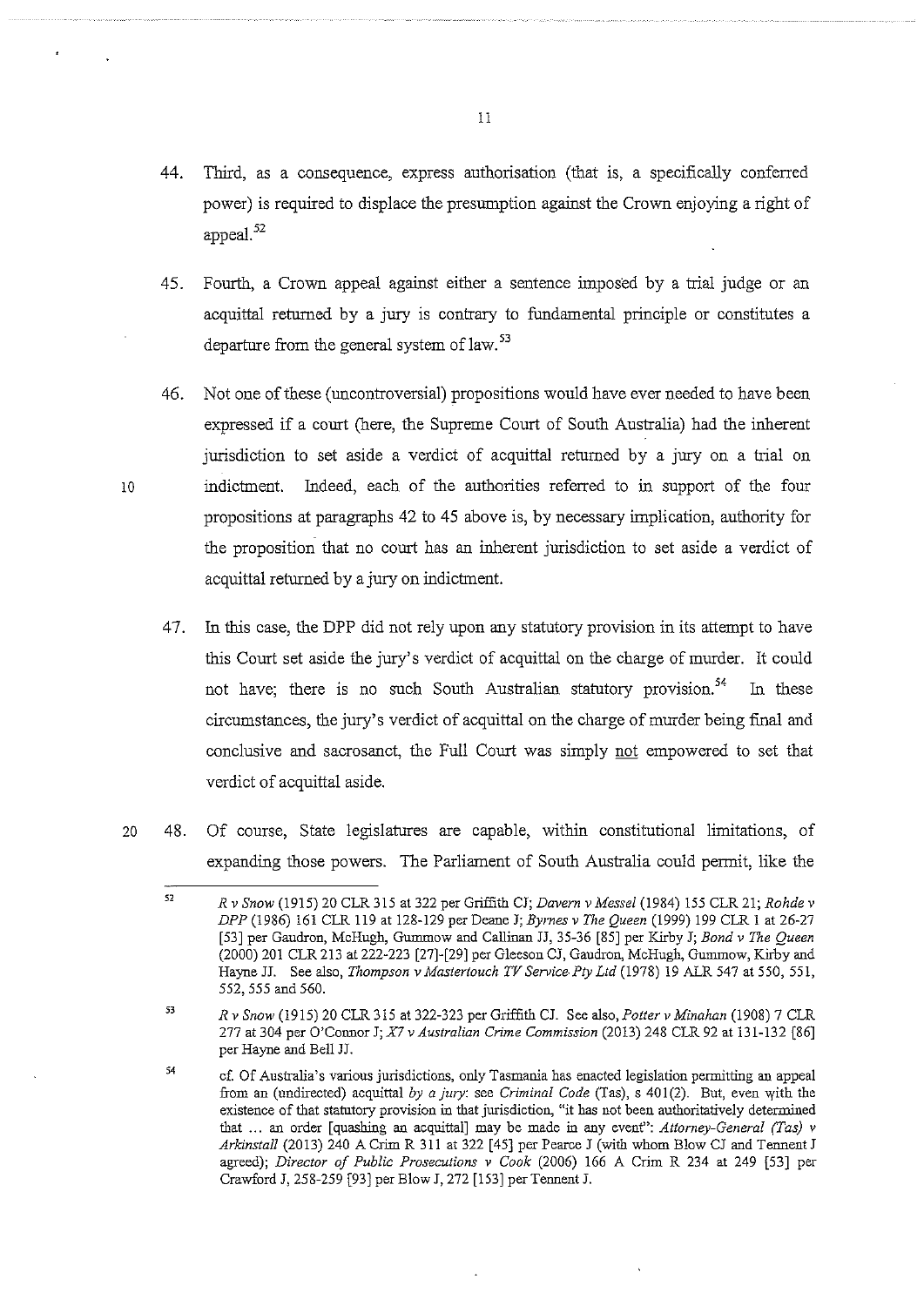44. Third, as a consequence, express authorisation (that is, a specifically conferred power) is required to displace the presumption against the Crown enjoying a right of appeal.[52]

45. Fourth, a Crown appeal against either a sentence imposed by a trial judge or an acquittal returned by a jury is contrary to fundamental principle or constitutes a departure from the general system of law.[53]

46. Not one of these (uncontroversial) propositions would have ever needed to have been expressed if a court (here, the Supreme Court of South Australia) had the inherent jurisdiction to set aside a verdict of acquittal returned by a jury on a trial on indictment. Indeed, each of the authorities referred to in support of the four propositions at paragraphs 42 to 45 above is, by necessary implication, authority for the proposition that no court has an inherent jurisdiction to set aside a verdict of acquittal returned by a jury on indictment.

47. In this case, the DPP did not rely upon any statutory provision in its attempt to have this Court set aside the jury's verdict of acquittal on the charge of murder. It could not have; there is no such South Australian statutory provision.[54] In these circumstances, the jury's verdict of acquittal on the charge of murder being final and conclusive and sacrosanct, the Full Court was simply not empowered to set that verdict of acquittal aside.

48. Of course, State legislatures are capable, within constitutional limitations, of expanding those powers. The Parliament of South Australia could permit, like the

---

[52] *R v Snow* (1915) 20 CLR 315 at 322 per Griffith CJ; *Davern v Messel* (1984) 155 CLR 21; *Rohde v DPP* (1986) 161 CLR 119 at 128-129 per Deane J; *Byrnes v The Queen* (1999) 199 CLR 1 at 26-27 [53] per Gaudron, McHugh, Gummow and Callinan JJ, 35-36 [85] per Kirby J; *Bond v The Queen* (2000) 201 CLR 213 at 222-223 [27]-[29] per Gleeson CJ, Gaudron, McHugh, Gummow, Kirby and Hayne JJ. See also, *Thompson v Mastertouch TV Service Pty Ltd* (1978) 19 ALR 547 at 550, 551, 552, 555 and 560.

[53] *R v Snow* (1915) 20 CLR 315 at 322-323 per Griffith CJ. See also, *Potter v Minahan* (1908) 7 CLR 277 at 304 per O'Connor J; *X7 v Australian Crime Commission* (2013) 248 CLR 92 at 131-132 [86] per Hayne and Bell JJ.

[54] cf. Of Australia's various jurisdictions, only Tasmania has enacted legislation permitting an appeal from an (undirected) acquittal *by a jury*: see *Criminal Code* (Tas), s 401(2). But, even with the existence of that statutory provision in that jurisdiction, "it has not been authoritatively determined that ... an order [quashing an acquittal] may be made in any event": *Attorney-General (Tas) v Arkinstall* (2013) 240 A Crim R 311 at 322 [45] per Pearce J (with whom Blow CJ and Tennent J agreed); *Director of Public Prosecutions v Cook* (2006) 166 A Crim R 234 at 249 [53] per Crawford J, 258-259 [93] per Blow J, 272 [153] per Tennent J.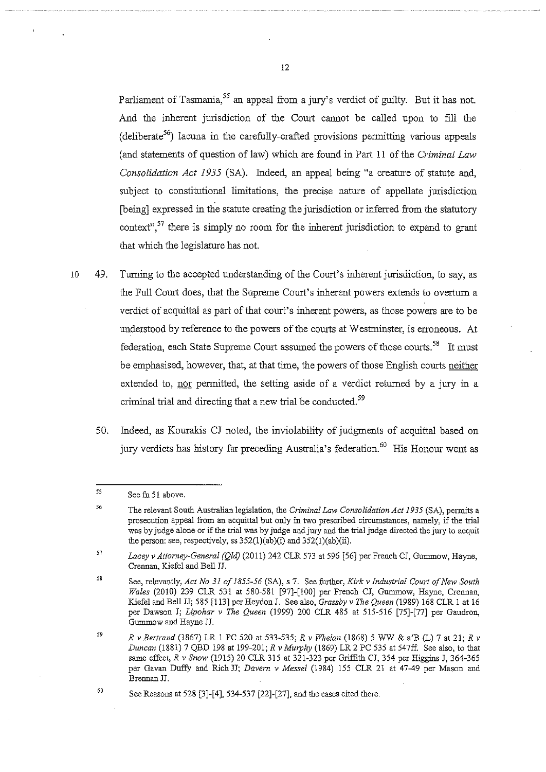Parliament of Tasmania,[55] an appeal from a jury's verdict of guilty. But it has not. And the inherent jurisdiction of the Court cannot be called upon to fill the (deliberate[56]) lacuna in the carefully-crafted provisions permitting various appeals (and statements of question of law) which are found in Part 11 of the *Criminal Law Consolidation Act 1935* (SA). Indeed, an appeal being "a creature of statute and, subject to constitutional limitations, the precise nature of appellate jurisdiction [being] expressed in the statute creating the jurisdiction or inferred from the statutory context",[57] there is simply no room for the inherent jurisdiction to expand to grant that which the legislature has not.

49. Turning to the accepted understanding of the Court's inherent jurisdiction, to say, as the Full Court does, that the Supreme Court's inherent powers extends to overturn a verdict of acquittal as part of that court's inherent powers, as those powers are to be understood by reference to the powers of the courts at Westminster, is erroneous. At federation, each State Supreme Court assumed the powers of those courts.[58] It must be emphasised, however, that, at that time, the powers of those English courts <u>neither</u> extended to, <u>nor</u> permitted, the setting aside of a verdict returned by a jury in a criminal trial and directing that a new trial be conducted.[59]

50. Indeed, as Kourakis CJ noted, the inviolability of judgments of acquittal based on jury verdicts has history far preceding Australia's federation.[60] His Honour went as

---

55 See fn 51 above.

56 The relevant South Australian legislation, the *Criminal Law Consolidation Act 1935* (SA), permits a prosecution appeal from an acquittal but only in two prescribed circumstances, namely, if the trial was by judge alone or if the trial was by judge and jury and the trial judge directed the jury to acquit the person: see, respectively, ss 352(1)(ab)(i) and 352(1)(ab)(ii).

57 *Lacey v Attorney-General (Qld)* (2011) 242 CLR 573 at 596 [56] per French CJ, Gummow, Hayne, Crennan, Kiefel and Bell JJ.

58 See, relevantly, *Act No 31 of 1855-56* (SA), s 7. See further, *Kirk v Industrial Court of New South Wales* (2010) 239 CLR 531 at 580-581 [97]-[100] per French CJ, Gummow, Hayne, Crennan, Kiefel and Bell JJ; 585 [113] per Heydon J. See also, *Grassby v The Queen* (1989) 168 CLR 1 at 16 per Dawson J; *Lipohar v The Queen* (1999) 200 CLR 485 at 515-516 [75]-[77] per Gaudron, Gummow and Hayne JJ.

59 *R v Bertrand* (1867) LR 1 PC 520 at 533-535; *R v Whelan* (1868) 5 WW & a'B (L) 7 at 21; *R v Duncan* (1881) 7 QBD 198 at 199-201; *R v Murphy* (1869) LR 2 PC 535 at 547ff. See also, to that same effect, *R v Snow* (1915) 20 CLR 315 at 321-323 per Griffith CJ, 354 per Higgins J, 364-365 per Gavan Duffy and Rich JJ; *Davern v Messel* (1984) 155 CLR 21 at 47-49 per Mason and Brennan JJ.

60 See Reasons at 528 [3]-[4], 534-537 [22]-[27], and the cases cited there.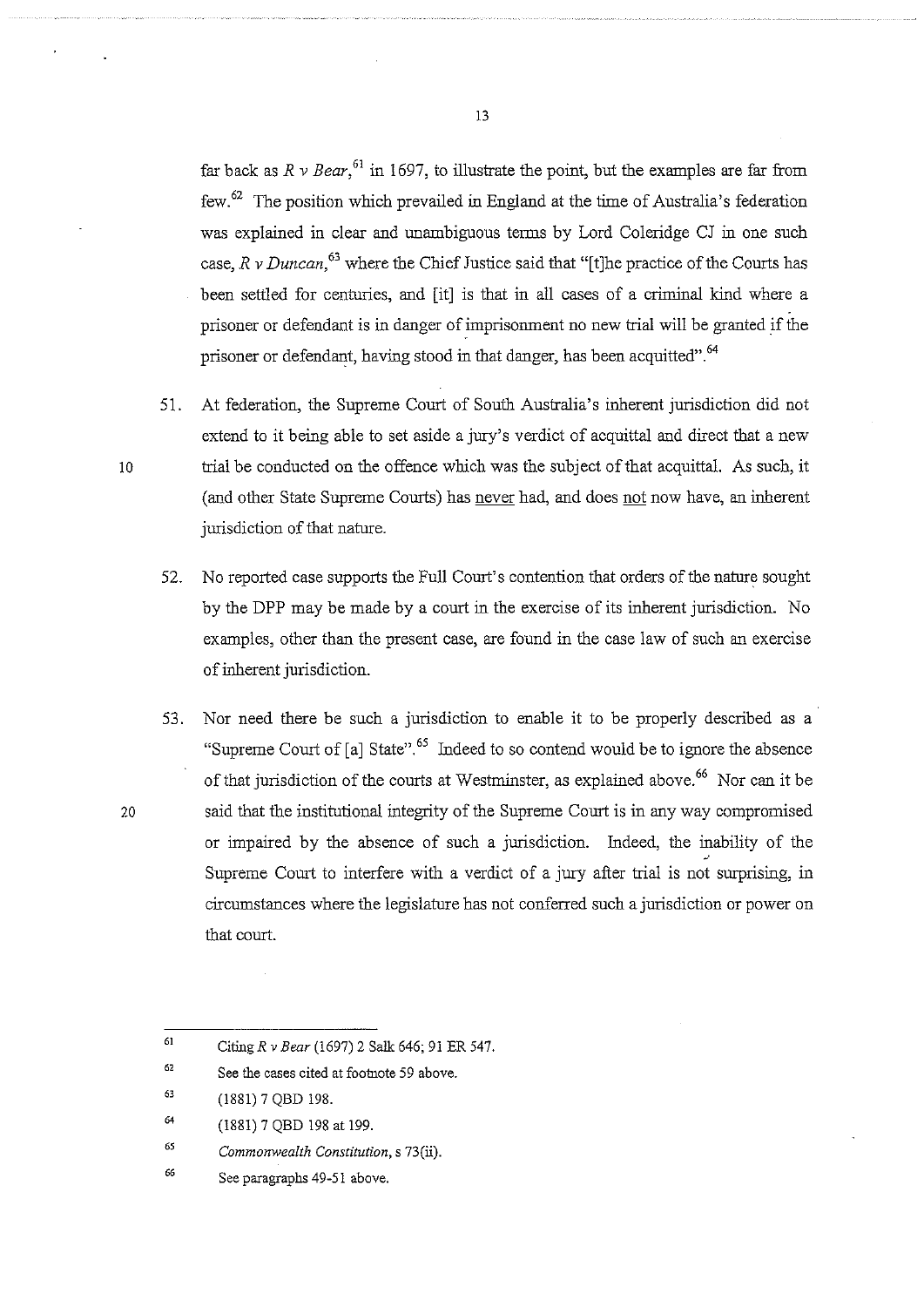far back as *R v Bear*,[61] in 1697, to illustrate the point, but the examples are far from few.[62] The position which prevailed in England at the time of Australia's federation was explained in clear and unambiguous terms by Lord Coleridge CJ in one such case, *R v Duncan*,[63] where the Chief Justice said that "[t]he practice of the Courts has been settled for centuries, and [it] is that in all cases of a criminal kind where a prisoner or defendant is in danger of imprisonment no new trial will be granted if the prisoner or defendant, having stood in that danger, has been acquitted".[64]

51. At federation, the Supreme Court of South Australia's inherent jurisdiction did not extend to it being able to set aside a jury's verdict of acquittal and direct that a new trial be conducted on the offence which was the subject of that acquittal. As such, it (and other State Supreme Courts) has <u>never</u> had, and does <u>not</u> now have, an inherent jurisdiction of that nature.

52. No reported case supports the Full Court's contention that orders of the nature sought by the DPP may be made by a court in the exercise of its inherent jurisdiction. No examples, other than the present case, are found in the case law of such an exercise of inherent jurisdiction.

53. Nor need there be such a jurisdiction to enable it to be properly described as a "Supreme Court of [a] State".[65] Indeed to so contend would be to ignore the absence of that jurisdiction of the courts at Westminster, as explained above.[66] Nor can it be said that the institutional integrity of the Supreme Court is in any way compromised or impaired by the absence of such a jurisdiction. Indeed, the inability of the Supreme Court to interfere with a verdict of a jury after trial is not surprising, in circumstances where the legislature has not conferred such a jurisdiction or power on that court.

---

61 Citing *R v Bear* (1697) 2 Salk 646; 91 ER 547.

62 See the cases cited at footnote 59 above.

63 (1881) 7 QBD 198.

64 (1881) 7 QBD 198 at 199.

65 *Commonwealth Constitution*, s 73(ii).

66 See paragraphs 49-51 above.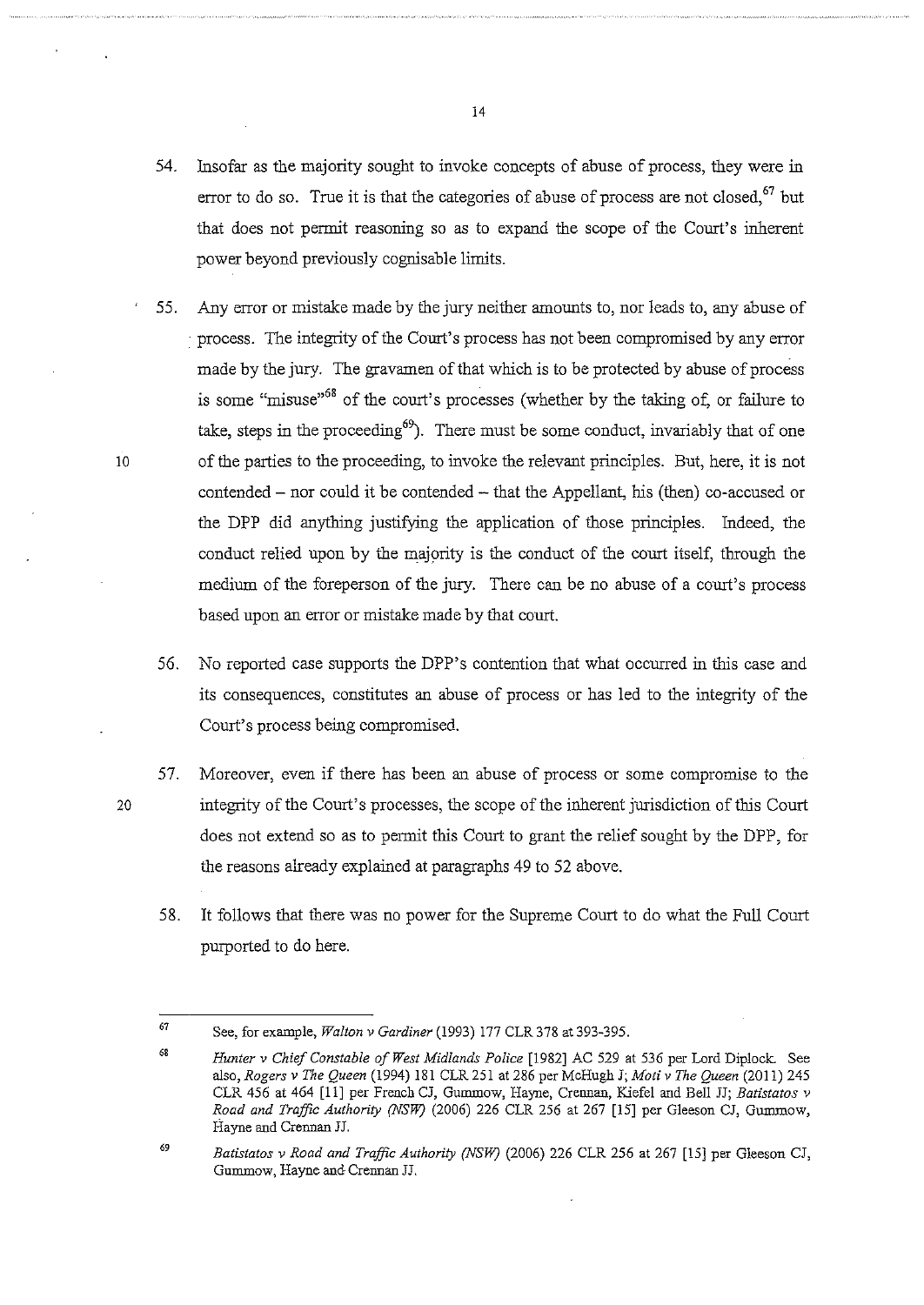54. Insofar as the majority sought to invoke concepts of abuse of process, they were in error to do so. True it is that the categories of abuse of process are not closed,[67] but that does not permit reasoning so as to expand the scope of the Court's inherent power beyond previously cognisable limits.

55. Any error or mistake made by the jury neither amounts to, nor leads to, any abuse of process. The integrity of the Court's process has not been compromised by any error made by the jury. The gravamen of that which is to be protected by abuse of process is some "misuse"[68] of the court's processes (whether by the taking of, or failure to take, steps in the proceeding[69]). There must be some conduct, invariably that of one of the parties to the proceeding, to invoke the relevant principles. But, here, it is not contended – nor could it be contended – that the Appellant, his (then) co-accused or the DPP did anything justifying the application of those principles. Indeed, the conduct relied upon by the majority is the conduct of the court itself, through the medium of the foreperson of the jury. There can be no abuse of a court's process based upon an error or mistake made by that court.

56. No reported case supports the DPP's contention that what occurred in this case and its consequences, constitutes an abuse of process or has led to the integrity of the Court's process being compromised.

57. Moreover, even if there has been an abuse of process or some compromise to the integrity of the Court's processes, the scope of the inherent jurisdiction of this Court does not extend so as to permit this Court to grant the relief sought by the DPP, for the reasons already explained at paragraphs 49 to 52 above.

58. It follows that there was no power for the Supreme Court to do what the Full Court purported to do here.

---

[67] See, for example, *Walton v Gardiner* (1993) 177 CLR 378 at 393-395.

[68] *Hunter v Chief Constable of West Midlands Police* [1982] AC 529 at 536 per Lord Diplock. See also, *Rogers v The Queen* (1994) 181 CLR 251 at 286 per McHugh J; *Moti v The Queen* (2011) 245 CLR 456 at 464 [11] per French CJ, Gummow, Hayne, Crennan, Kiefel and Bell JJ; *Batistatos v Road and Traffic Authority (NSW)* (2006) 226 CLR 256 at 267 [15] per Gleeson CJ, Gummow, Hayne and Crennan JJ.

[69] *Batistatos v Road and Traffic Authority (NSW)* (2006) 226 CLR 256 at 267 [15] per Gleeson CJ, Gummow, Hayne and Crennan JJ.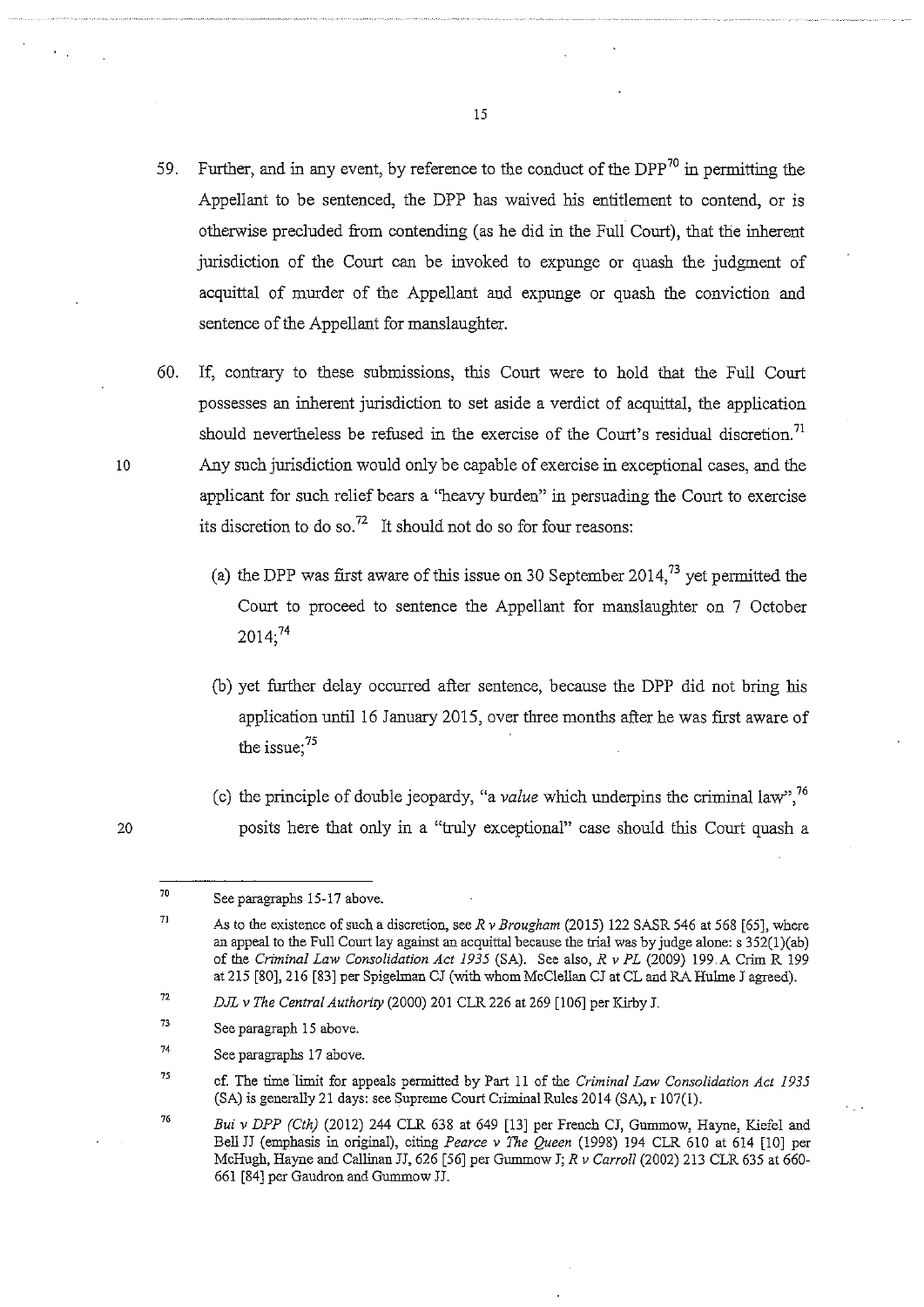59. Further, and in any event, by reference to the conduct of the DPP[70] in permitting the Appellant to be sentenced, the DPP has waived his entitlement to contend, or is otherwise precluded from contending (as he did in the Full Court), that the inherent jurisdiction of the Court can be invoked to expunge or quash the judgment of acquittal of murder of the Appellant and expunge or quash the conviction and sentence of the Appellant for manslaughter.

60. If, contrary to these submissions, this Court were to hold that the Full Court possesses an inherent jurisdiction to set aside a verdict of acquittal, the application should nevertheless be refused in the exercise of the Court's residual discretion.[71] Any such jurisdiction would only be capable of exercise in exceptional cases, and the applicant for such relief bears a "heavy burden" in persuading the Court to exercise its discretion to do so.[72] It should not do so for four reasons:

    (a) the DPP was first aware of this issue on 30 September 2014,[73] yet permitted the Court to proceed to sentence the Appellant for manslaughter on 7 October 2014;[74]

    (b) yet further delay occurred after sentence, because the DPP did not bring his application until 16 January 2015, over three months after he was first aware of the issue;[75]

    (c) the principle of double jeopardy, "a *value* which underpins the criminal law",[76] posits here that only in a "truly exceptional" case should this Court quash a

---

[70] See paragraphs 15-17 above.

[71] As to the existence of such a discretion, see *R v Brougham* (2015) 122 SASR 546 at 568 [65], where an appeal to the Full Court lay against an acquittal because the trial was by judge alone: s 352(1)(ab) of the *Criminal Law Consolidation Act 1935* (SA). See also, *R v PL* (2009) 199 A Crim R 199 at 215 [80], 216 [83] per Spigelman CJ (with whom McClellan CJ at CL and RA Hulme J agreed).

[72] *DJL v The Central Authority* (2000) 201 CLR 226 at 269 [106] per Kirby J.

[73] See paragraph 15 above.

[74] See paragraphs 17 above.

[75] cf. The time limit for appeals permitted by Part 11 of the *Criminal Law Consolidation Act 1935* (SA) is generally 21 days: see Supreme Court Criminal Rules 2014 (SA), r 107(1).

[76] *Bui v DPP (Cth)* (2012) 244 CLR 638 at 649 [13] per French CJ, Gummow, Hayne, Kiefel and Bell JJ (emphasis in original), citing *Pearce v The Queen* (1998) 194 CLR 610 at 614 [10] per McHugh, Hayne and Callinan JJ, 626 [56] per Gummow J; *R v Carroll* (2002) 213 CLR 635 at 660-661 [84] per Gaudron and Gummow JJ.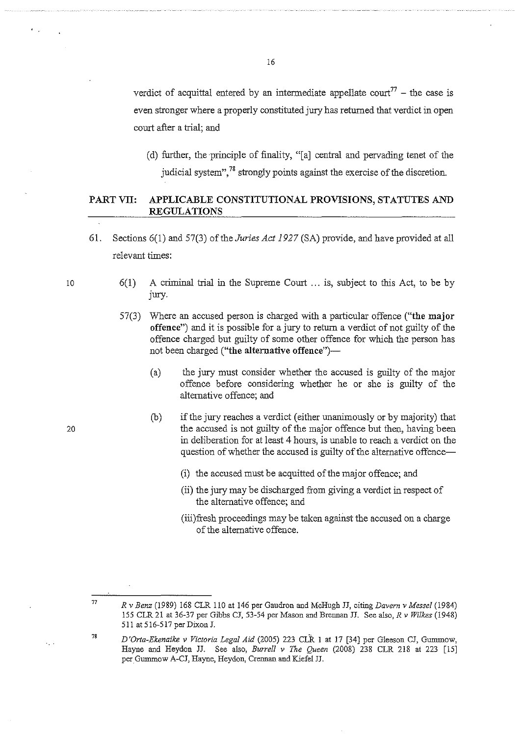verdict of acquittal entered by an intermediate appellate court[77] – the case is even stronger where a properly constituted jury has returned that verdict in open court after a trial; and

(d) further, the principle of finality, "[a] central and pervading tenet of the judicial system",[78] strongly points against the exercise of the discretion.

## PART VII: APPLICABLE CONSTITUTIONAL PROVISIONS, STATUTES AND REGULATIONS

61. Sections 6(1) and 57(3) of the *Juries Act 1927* (SA) provide, and have provided at all relevant times:

> 6(1) A criminal trial in the Supreme Court ... is, subject to this Act, to be by jury.
>
> 57(3) Where an accused person is charged with a particular offence (**"the major offence"**) and it is possible for a jury to return a verdict of not guilty of the offence charged but guilty of some other offence for which the person has not been charged (**"the alternative offence"**)—
>
> (a) the jury must consider whether the accused is guilty of the major offence before considering whether he or she is guilty of the alternative offence; and
>
> (b) if the jury reaches a verdict (either unanimously or by majority) that the accused is not guilty of the major offence but then, having been in deliberation for at least 4 hours, is unable to reach a verdict on the question of whether the accused is guilty of the alternative offence—
>
> (i) the accused must be acquitted of the major offence; and
>
> (ii) the jury may be discharged from giving a verdict in respect of the alternative offence; and
>
> (iii) fresh proceedings may be taken against the accused on a charge of the alternative offence.

---

77 *R v Benz* (1989) 168 CLR 110 at 146 per Gaudron and McHugh JJ, citing *Davern v Messel* (1984) 155 CLR 21 at 36-37 per Gibbs CJ, 53-54 per Mason and Brennan JJ. See also, *R v Wilkes* (1948) 511 at 516-517 per Dixon J.

78 *D'Orta-Ekenaike v Victoria Legal Aid* (2005) 223 CLR 1 at 17 [34] per Gleeson CJ, Gummow, Hayne and Heydon JJ. See also, *Burrell v The Queen* (2008) 238 CLR 218 at 223 [15] per Gummow A-CJ, Hayne, Heydon, Crennan and Kiefel JJ.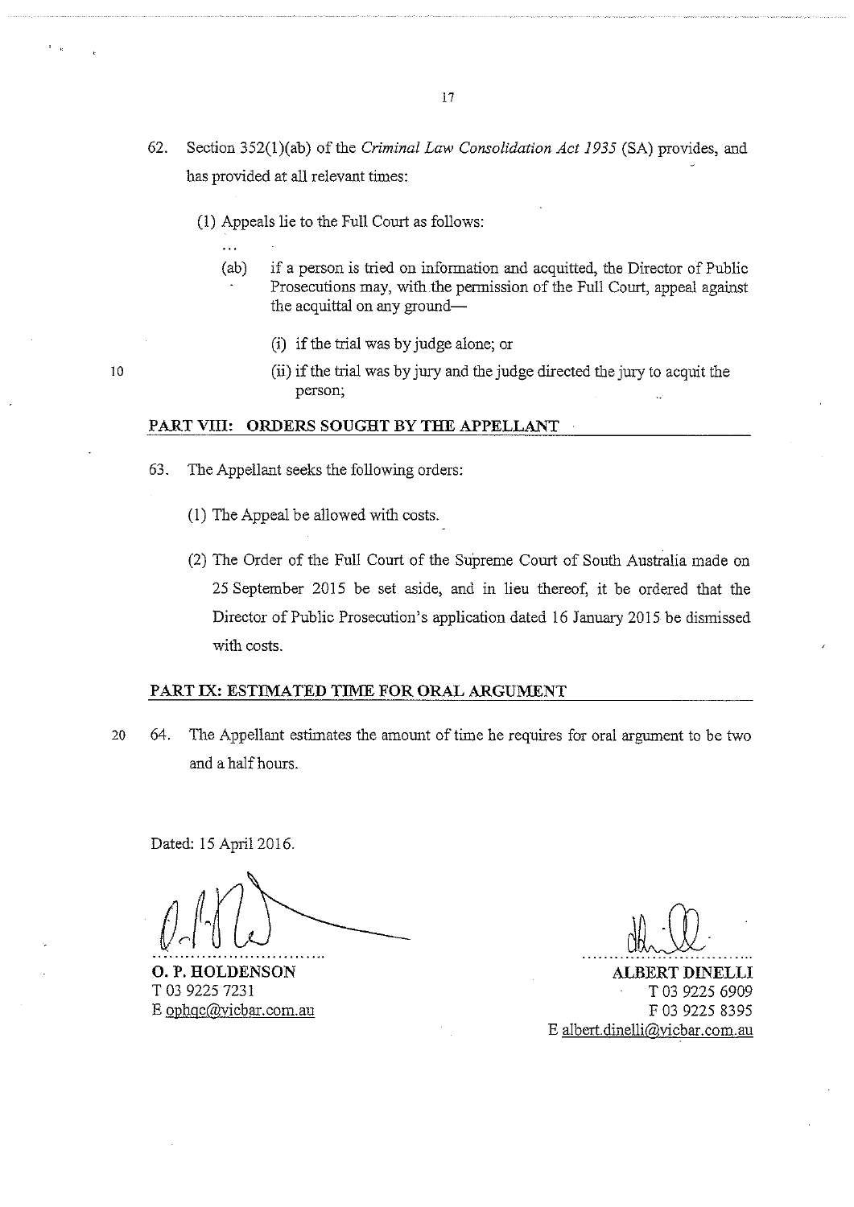62. Section 352(1)(ab) of the *Criminal Law Consolidation Act 1935* (SA) provides, and has provided at all relevant times:

 (1) Appeals lie to the Full Court as follows:

 ...

 (ab) if a person is tried on information and acquitted, the Director of Public Prosecutions may, with the permission of the Full Court, appeal against the acquittal on any ground—

 (i) if the trial was by judge alone; or

 (ii) if the trial was by jury and the judge directed the jury to acquit the person;

## PART VIII: ORDERS SOUGHT BY THE APPELLANT

63. The Appellant seeks the following orders:

 (1) The Appeal be allowed with costs.

 (2) The Order of the Full Court of the Supreme Court of South Australia made on 25 September 2015 be set aside, and in lieu thereof, it be ordered that the Director of Public Prosecution's application dated 16 January 2015 be dismissed with costs.

## PART IX: ESTIMATED TIME FOR ORAL ARGUMENT

64. The Appellant estimates the amount of time he requires for oral argument to be two and a half hours.

Dated: 15 April 2016.

**O. P. HOLDENSON**
T 03 9225 7231
E ophqc@vicbar.com.au

**ALBERT DINELLI**
T 03 9225 6909
F 03 9225 8395
E albert.dinelli@vicbar.com.au